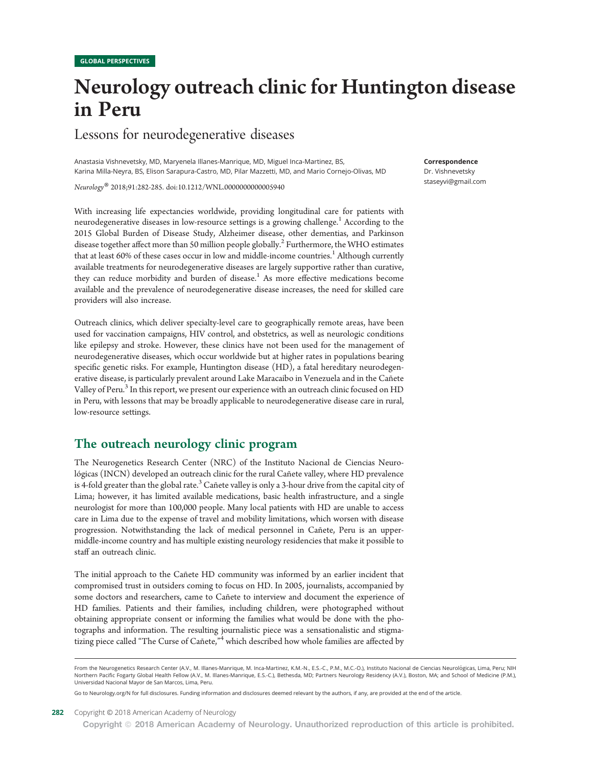GLOBAL PERSPECTIVES

# Neurology outreach clinic for Huntington disease in Peru

## Lessons for neurodegenerative diseases

Anastasia Vishnevetsky, MD, Maryenela Illanes-Manrique, MD, Miguel Inca-Martinez, BS, Karina Milla-Neyra, BS, Elison Sarapura-Castro, MD, Pilar Mazzetti, MD, and Mario Cornejo-Olivas, MD

*Neurology*® 2018;91:282-285. doi:10.1212/WNL.0000000000005940

**Correspondence**
Dr. Vishnevetsky
staseyvi@gmail.com

With increasing life expectancies worldwide, providing longitudinal care for patients with neurodegenerative diseases in low-resource settings is a growing challenge.[1] According to the 2015 Global Burden of Disease Study, Alzheimer disease, other dementias, and Parkinson disease together affect more than 50 million people globally.[2] Furthermore, the WHO estimates that at least 60% of these cases occur in low and middle-income countries.[1] Although currently available treatments for neurodegenerative diseases are largely supportive rather than curative, they can reduce morbidity and burden of disease.[1] As more effective medications become available and the prevalence of neurodegenerative disease increases, the need for skilled care providers will also increase.

Outreach clinics, which deliver specialty-level care to geographically remote areas, have been used for vaccination campaigns, HIV control, and obstetrics, as well as neurologic conditions like epilepsy and stroke. However, these clinics have not been used for the management of neurodegenerative diseases, which occur worldwide but at higher rates in populations bearing specific genetic risks. For example, Huntington disease (HD), a fatal hereditary neurodegenerative disease, is particularly prevalent around Lake Maracaibo in Venezuela and in the Cañete Valley of Peru.[3] In this report, we present our experience with an outreach clinic focused on HD in Peru, with lessons that may be broadly applicable to neurodegenerative disease care in rural, low-resource settings.

## The outreach neurology clinic program

The Neurogenetics Research Center (NRC) of the Instituto Nacional de Ciencias Neurológicas (INCN) developed an outreach clinic for the rural Cañete valley, where HD prevalence is 4-fold greater than the global rate.[3] Cañete valley is only a 3-hour drive from the capital city of Lima; however, it has limited available medications, basic health infrastructure, and a single neurologist for more than 100,000 people. Many local patients with HD are unable to access care in Lima due to the expense of travel and mobility limitations, which worsen with disease progression. Notwithstanding the lack of medical personnel in Cañete, Peru is an upper-middle-income country and has multiple existing neurology residencies that make it possible to staff an outreach clinic.

The initial approach to the Cañete HD community was informed by an earlier incident that compromised trust in outsiders coming to focus on HD. In 2005, journalists, accompanied by some doctors and researchers, came to Cañete to interview and document the experience of HD families. Patients and their families, including children, were photographed without obtaining appropriate consent or informing the families what would be done with the photographs and information. The resulting journalistic piece was a sensationalistic and stigmatizing piece called "The Curse of Cañete,"[4] which described how whole families are affected by

From the Neurogenetics Research Center (A.V., M. Illanes-Manrique, M. Inca-Martinez, K.M.-N., E.S.-C., P.M., M.C.-O.), Instituto Nacional de Ciencias Neurológicas, Lima, Peru; NIH Northern Pacific Fogarty Global Health Fellow (A.V., M. Illanes-Manrique, E.S.-C.), Bethesda, MD; Partners Neurology Residency (A.V.), Boston, MA; and School of Medicine (P.M.), Universidad Nacional Mayor de San Marcos, Lima, Peru.

Go to Neurology.org/N for full disclosures. Funding information and disclosures deemed relevant by the authors, if any, are provided at the end of the article.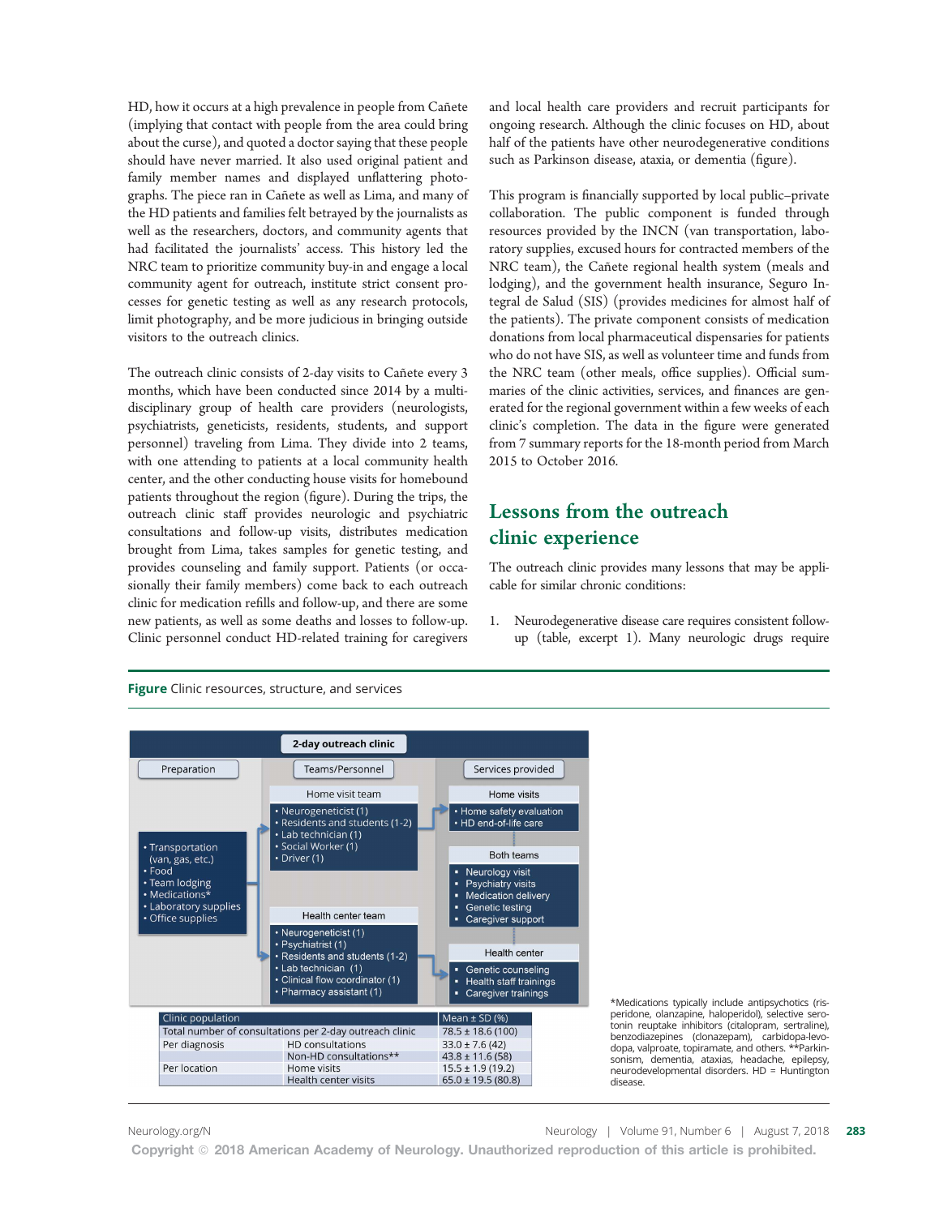HD, how it occurs at a high prevalence in people from Cañete (implying that contact with people from the area could bring about the curse), and quoted a doctor saying that these people should have never married. It also used original patient and family member names and displayed unflattering photographs. The piece ran in Cañete as well as Lima, and many of the HD patients and families felt betrayed by the journalists as well as the researchers, doctors, and community agents that had facilitated the journalists' access. This history led the NRC team to prioritize community buy-in and engage a local community agent for outreach, institute strict consent processes for genetic testing as well as any research protocols, limit photography, and be more judicious in bringing outside visitors to the outreach clinics.

The outreach clinic consists of 2-day visits to Cañete every 3 months, which have been conducted since 2014 by a multidisciplinary group of health care providers (neurologists, psychiatrists, geneticists, residents, students, and support personnel) traveling from Lima. They divide into 2 teams, with one attending to patients at a local community health center, and the other conducting house visits for homebound patients throughout the region (figure). During the trips, the outreach clinic staff provides neurologic and psychiatric consultations and follow-up visits, distributes medication brought from Lima, takes samples for genetic testing, and provides counseling and family support. Patients (or occasionally their family members) come back to each outreach clinic for medication refills and follow-up, and there are some new patients, as well as some deaths and losses to follow-up. Clinic personnel conduct HD-related training for caregivers and local health care providers and recruit participants for ongoing research. Although the clinic focuses on HD, about half of the patients have other neurodegenerative conditions such as Parkinson disease, ataxia, or dementia (figure).

This program is financially supported by local public–private collaboration. The public component is funded through resources provided by the INCN (van transportation, laboratory supplies, excused hours for contracted members of the NRC team), the Cañete regional health system (meals and lodging), and the government health insurance, Seguro Integral de Salud (SIS) (provides medicines for almost half of the patients). The private component consists of medication donations from local pharmaceutical dispensaries for patients who do not have SIS, as well as volunteer time and funds from the NRC team (other meals, office supplies). Official summaries of the clinic activities, services, and finances are generated for the regional government within a few weeks of each clinic's completion. The data in the figure were generated from 7 summary reports for the 18-month period from March 2015 to October 2016.

## Lessons from the outreach clinic experience

The outreach clinic provides many lessons that may be applicable for similar chronic conditions:

1. Neurodegenerative disease care requires consistent follow-up (table, excerpt 1). Many neurologic drugs require

**Figure** Clinic resources, structure, and services

**2-day outreach clinic**

| Preparation | Teams/Personnel | Services provided |
|---|---|---|
| • Transportation (van, gas, etc.)<br>• Food<br>• Team lodging<br>• Medications*<br>• Laboratory supplies<br>• Office supplies | **Home visit team**<br>• Neurogeneticist (1)<br>• Residents and students (1-2)<br>• Lab technician (1)<br>• Social Worker (1)<br>• Driver (1) | **Home visits**<br>• Home safety evaluation<br>• HD end-of-life care |
| | | **Both teams**<br>• Neurology visit<br>• Psychiatry visits<br>• Medication delivery<br>• Genetic testing<br>• Caregiver support |
| | **Health center team**<br>• Neurogeneticist (1)<br>• Psychiatrist (1)<br>• Residents and students (1-2)<br>• Lab technician (1)<br>• Clinical flow coordinator (1)<br>• Pharmacy assistant (1) | **Health center**<br>• Genetic counseling<br>• Health staff trainings<br>• Caregiver trainings |

| Clinic population | | Mean ± SD (%) |
|---|---|---|
| Total number of consultations per 2-day outreach clinic | | 78.5 ± 18.6 (100) |
| Per diagnosis | HD consultations | 33.0 ± 7.6 (42) |
| | Non-HD consultations** | 43.8 ± 11.6 (58) |
| Per location | Home visits | 15.5 ± 1.9 (19.2) |
| | Health center visits | 65.0 ± 19.5 (80.8) |

*Medications typically include antipsychotics (risperidone, olanzapine, haloperidol), selective serotonin reuptake inhibitors (citalopram, sertraline), benzodiazepines (clonazepam), carbidopa-levodopa, valproate, topiramate, and others. **Parkinsonism, dementia, ataxias, headache, epilepsy, neurodevelopmental disorders. HD = Huntington disease.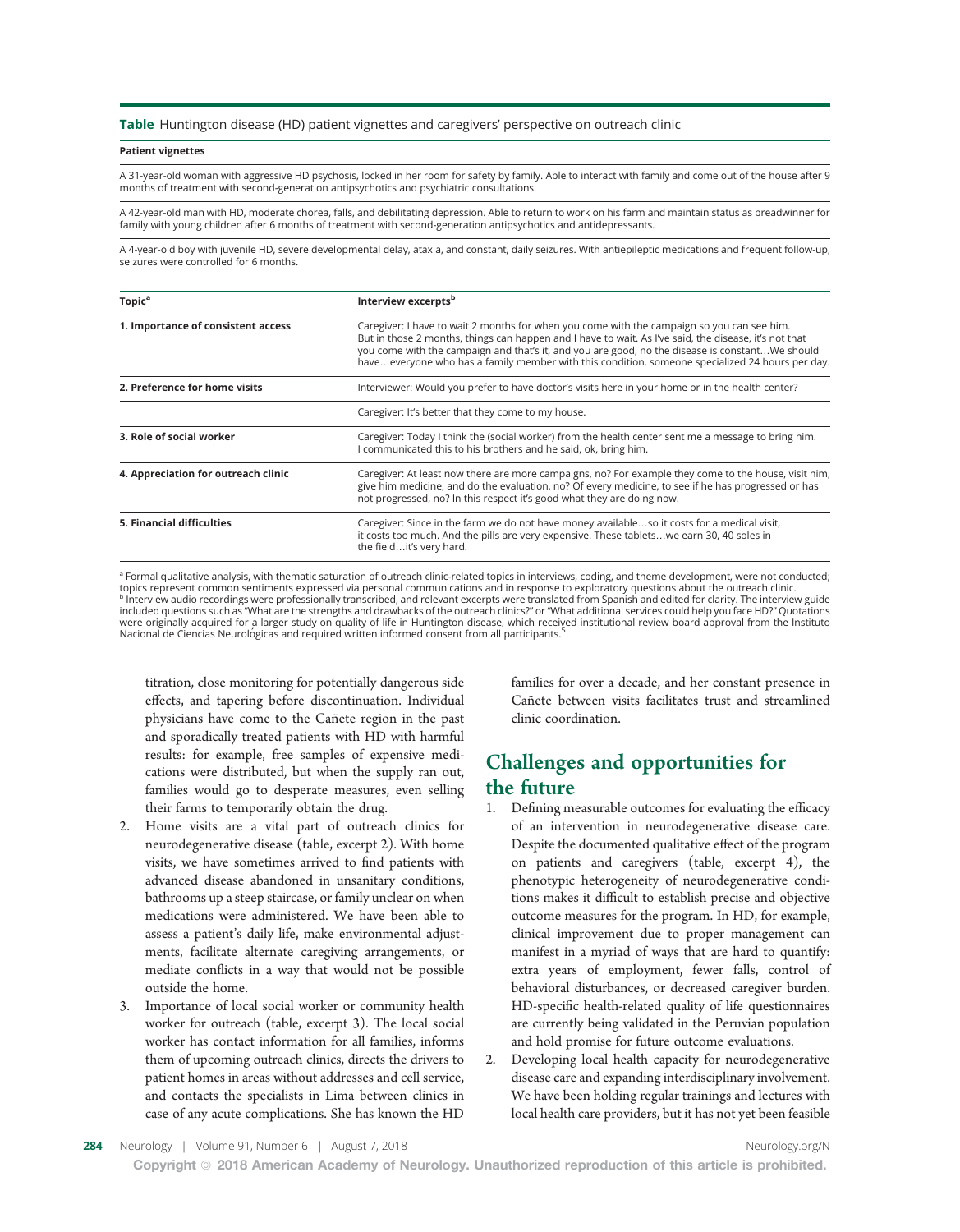**Table** Huntington disease (HD) patient vignettes and caregivers' perspective on outreach clinic

**Patient vignettes**

A 31-year-old woman with aggressive HD psychosis, locked in her room for safety by family. Able to interact with family and come out of the house after 9 months of treatment with second-generation antipsychotics and psychiatric consultations.

A 42-year-old man with HD, moderate chorea, falls, and debilitating depression. Able to return to work on his farm and maintain status as breadwinner for family with young children after 6 months of treatment with second-generation antipsychotics and antidepressants.

A 4-year-old boy with juvenile HD, severe developmental delay, ataxia, and constant, daily seizures. With antiepileptic medications and frequent follow-up, seizures were controlled for 6 months.

| Topic[a] | Interview excerpts[b] |
|---|---|
| **1. Importance of consistent access** | Caregiver: I have to wait 2 months for when you come with the campaign so you can see him. But in those 2 months, things can happen and I have to wait. As I've said, the disease, it's not that you come with the campaign and that's it, and you are good, no the disease is constant…We should have…everyone who has a family member with this condition, someone specialized 24 hours per day. |
| **2. Preference for home visits** | Interviewer: Would you prefer to have doctor's visits here in your home or in the health center? |
| | Caregiver: It's better that they come to my house. |
| **3. Role of social worker** | Caregiver: Today I think the (social worker) from the health center sent me a message to bring him. I communicated this to his brothers and he said, ok, bring him. |
| **4. Appreciation for outreach clinic** | Caregiver: At least now there are more campaigns, no? For example they come to the house, visit him, give him medicine, and do the evaluation, no? Of every medicine, to see if he has progressed or has not progressed, no? In this respect it's good what they are doing now. |
| **5. Financial difficulties** | Caregiver: Since in the farm we do not have money available…so it costs for a medical visit, it costs too much. And the pills are very expensive. These tablets…we earn 30, 40 soles in the field…it's very hard. |

[a] Formal qualitative analysis, with thematic saturation of outreach clinic-related topics in interviews, coding, and theme development, were not conducted; topics represent common sentiments expressed via personal communications and in response to exploratory questions about the outreach clinic.
[b] Interview audio recordings were professionally transcribed, and relevant excerpts were translated from Spanish and edited for clarity. The interview guide included questions such as "What are the strengths and drawbacks of the outreach clinics?" or "What additional services could help you face HD?" Quotations were originally acquired for a larger study on quality of life in Huntington disease, which received institutional review board approval from the Instituto Nacional de Ciencias Neurológicas and required written informed consent from all participants.[5]

titration, close monitoring for potentially dangerous side effects, and tapering before discontinuation. Individual physicians have come to the Cañete region in the past and sporadically treated patients with HD with harmful results: for example, free samples of expensive medications were distributed, but when the supply ran out, families would go to desperate measures, even selling their farms to temporarily obtain the drug.

2. Home visits are a vital part of outreach clinics for neurodegenerative disease (table, excerpt 2). With home visits, we have sometimes arrived to find patients with advanced disease abandoned in unsanitary conditions, bathrooms up a steep staircase, or family unclear on when medications were administered. We have been able to assess a patient's daily life, make environmental adjustments, facilitate alternate caregiving arrangements, or mediate conflicts in a way that would not be possible outside the home.
3. Importance of local social worker or community health worker for outreach (table, excerpt 3). The local social worker has contact information for all families, informs them of upcoming outreach clinics, directs the drivers to patient homes in areas without addresses and cell service, and contacts the specialists in Lima between clinics in case of any acute complications. She has known the HD families for over a decade, and her constant presence in Cañete between visits facilitates trust and streamlined clinic coordination.

## Challenges and opportunities for the future

1. Defining measurable outcomes for evaluating the efficacy of an intervention in neurodegenerative disease care. Despite the documented qualitative effect of the program on patients and caregivers (table, excerpt 4), the phenotypic heterogeneity of neurodegenerative conditions makes it difficult to establish precise and objective outcome measures for the program. In HD, for example, clinical improvement due to proper management can manifest in a myriad of ways that are hard to quantify: extra years of employment, fewer falls, control of behavioral disturbances, or decreased caregiver burden. HD-specific health-related quality of life questionnaires are currently being validated in the Peruvian population and hold promise for future outcome evaluations.
2. Developing local health capacity for neurodegenerative disease care and expanding interdisciplinary involvement. We have been holding regular trainings and lectures with local health care providers, but it has not yet been feasible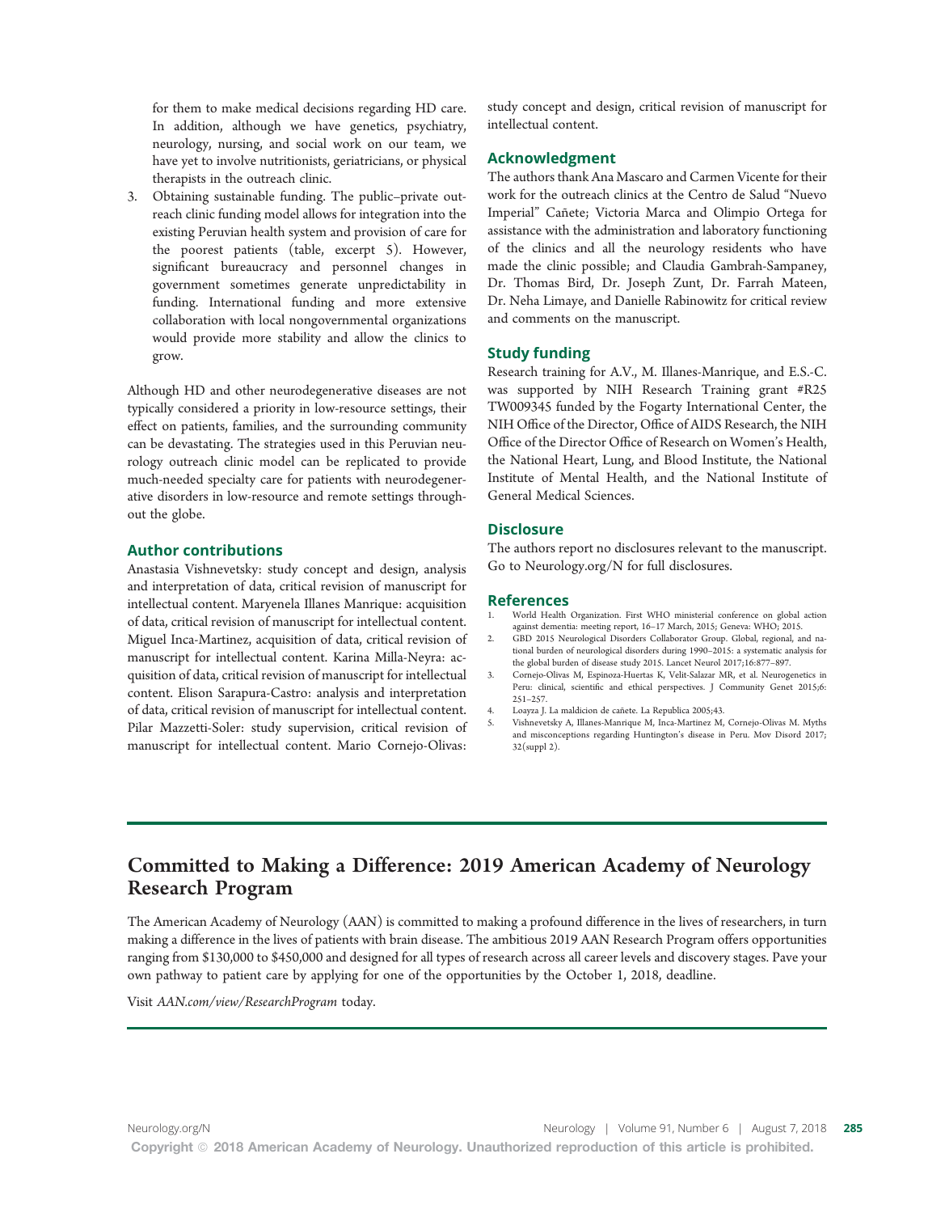for them to make medical decisions regarding HD care. In addition, although we have genetics, psychiatry, neurology, nursing, and social work on our team, we have yet to involve nutritionists, geriatricians, or physical therapists in the outreach clinic.

3. Obtaining sustainable funding. The public–private outreach clinic funding model allows for integration into the existing Peruvian health system and provision of care for the poorest patients (table, excerpt 5). However, significant bureaucracy and personnel changes in government sometimes generate unpredictability in funding. International funding and more extensive collaboration with local nongovernmental organizations would provide more stability and allow the clinics to grow.

Although HD and other neurodegenerative diseases are not typically considered a priority in low-resource settings, their effect on patients, families, and the surrounding community can be devastating. The strategies used in this Peruvian neurology outreach clinic model can be replicated to provide much-needed specialty care for patients with neurodegenerative disorders in low-resource and remote settings throughout the globe.

## Author contributions

Anastasia Vishnevetsky: study concept and design, analysis and interpretation of data, critical revision of manuscript for intellectual content. Maryenela Illanes Manrique: acquisition of data, critical revision of manuscript for intellectual content. Miguel Inca-Martinez, acquisition of data, critical revision of manuscript for intellectual content. Karina Milla-Neyra: acquisition of data, critical revision of manuscript for intellectual content. Elison Sarapura-Castro: analysis and interpretation of data, critical revision of manuscript for intellectual content. Pilar Mazzetti-Soler: study supervision, critical revision of manuscript for intellectual content. Mario Cornejo-Olivas: study concept and design, critical revision of manuscript for intellectual content.

## Acknowledgment

The authors thank Ana Mascaro and Carmen Vicente for their work for the outreach clinics at the Centro de Salud "Nuevo Imperial" Cañete; Victoria Marca and Olimpio Ortega for assistance with the administration and laboratory functioning of the clinics and all the neurology residents who have made the clinic possible; and Claudia Gambrah-Sampaney, Dr. Thomas Bird, Dr. Joseph Zunt, Dr. Farrah Mateen, Dr. Neha Limaye, and Danielle Rabinowitz for critical review and comments on the manuscript.

## Study funding

Research training for A.V., M. Illanes-Manrique, and E.S.-C. was supported by NIH Research Training grant #R25 TW009345 funded by the Fogarty International Center, the NIH Office of the Director, Office of AIDS Research, the NIH Office of the Director Office of Research on Women's Health, the National Heart, Lung, and Blood Institute, the National Institute of Mental Health, and the National Institute of General Medical Sciences.

## Disclosure

The authors report no disclosures relevant to the manuscript. Go to Neurology.org/N for full disclosures.

## References

1. World Health Organization. First WHO ministerial conference on global action against dementia: meeting report, 16–17 March, 2015; Geneva: WHO; 2015.
2. GBD 2015 Neurological Disorders Collaborator Group. Global, regional, and national burden of neurological disorders during 1990–2015: a systematic analysis for the global burden of disease study 2015. Lancet Neurol 2017;16:877–897.
3. Cornejo-Olivas M, Espinoza-Huertas K, Velit-Salazar MR, et al. Neurogenetics in Peru: clinical, scientific and ethical perspectives. J Community Genet 2015;6: 251–257.
4. Loayza J. La maldicion de cañete. La Republica 2005;43.
5. Vishnevetsky A, Illanes-Manrique M, Inca-Martinez M, Cornejo-Olivas M. Myths and misconceptions regarding Huntington's disease in Peru. Mov Disord 2017; 32(suppl 2).

# Committed to Making a Difference: 2019 American Academy of Neurology Research Program

The American Academy of Neurology (AAN) is committed to making a profound difference in the lives of researchers, in turn making a difference in the lives of patients with brain disease. The ambitious 2019 AAN Research Program offers opportunities ranging from $130,000 to $450,000 and designed for all types of research across all career levels and discovery stages. Pave your own pathway to patient care by applying for one of the opportunities by the October 1, 2018, deadline.

Visit *AAN.com/view/ResearchProgram* today.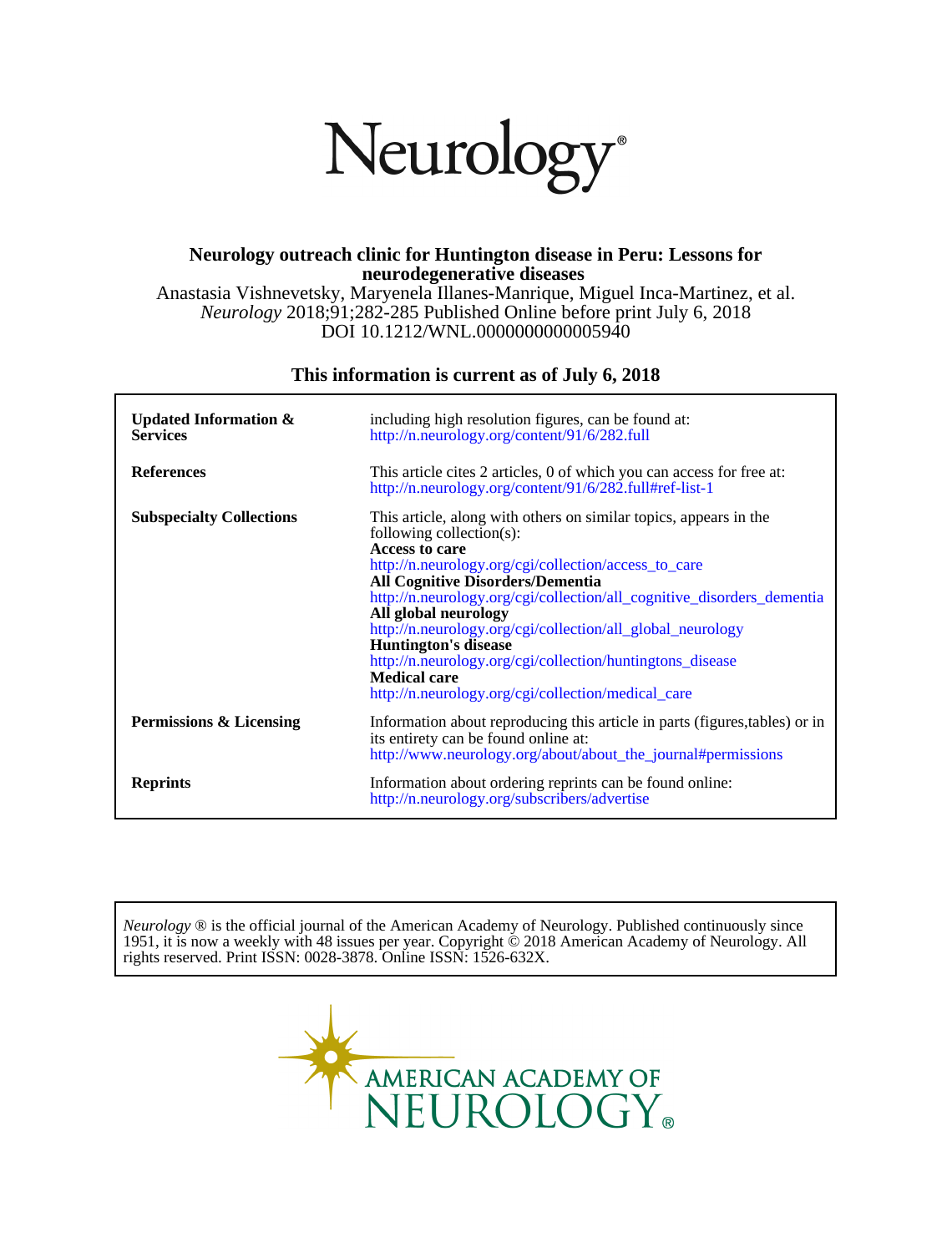# Neurology

**Neurology outreach clinic for Huntington disease in Peru: Lessons for neurodegenerative diseases**

Anastasia Vishnevetsky, Maryenela Illanes-Manrique, Miguel Inca-Martinez, et al.

*Neurology* 2018;91;282-285 Published Online before print July 6, 2018

DOI 10.1212/WNL.0000000000005940

**This information is current as of July 6, 2018**

| | |
|---|---|
| **Updated Information & Services** | including high resolution figures, can be found at: http://n.neurology.org/content/91/6/282.full |
| **References** | This article cites 2 articles, 0 of which you can access for free at: http://n.neurology.org/content/91/6/282.full#ref-list-1 |
| **Subspecialty Collections** | This article, along with others on similar topics, appears in the following collection(s): **Access to care** http://n.neurology.org/cgi/collection/access_to_care **All Cognitive Disorders/Dementia** http://n.neurology.org/cgi/collection/all_cognitive_disorders_dementia **All global neurology** http://n.neurology.org/cgi/collection/all_global_neurology **Huntington's disease** http://n.neurology.org/cgi/collection/huntingtons_disease **Medical care** http://n.neurology.org/cgi/collection/medical_care |
| **Permissions & Licensing** | Information about reproducing this article in parts (figures,tables) or in its entirety can be found online at: http://www.neurology.org/about/about_the_journal#permissions |
| **Reprints** | Information about ordering reprints can be found online: http://n.neurology.org/subscribers/advertise |

*Neurology* ® is the official journal of the American Academy of Neurology. Published continuously since 1951, it is now a weekly with 48 issues per year. Copyright © 2018 American Academy of Neurology. All rights reserved. Print ISSN: 0028-3878. Online ISSN: 1526-632X.

AMERICAN ACADEMY OF NEUROLOGY®